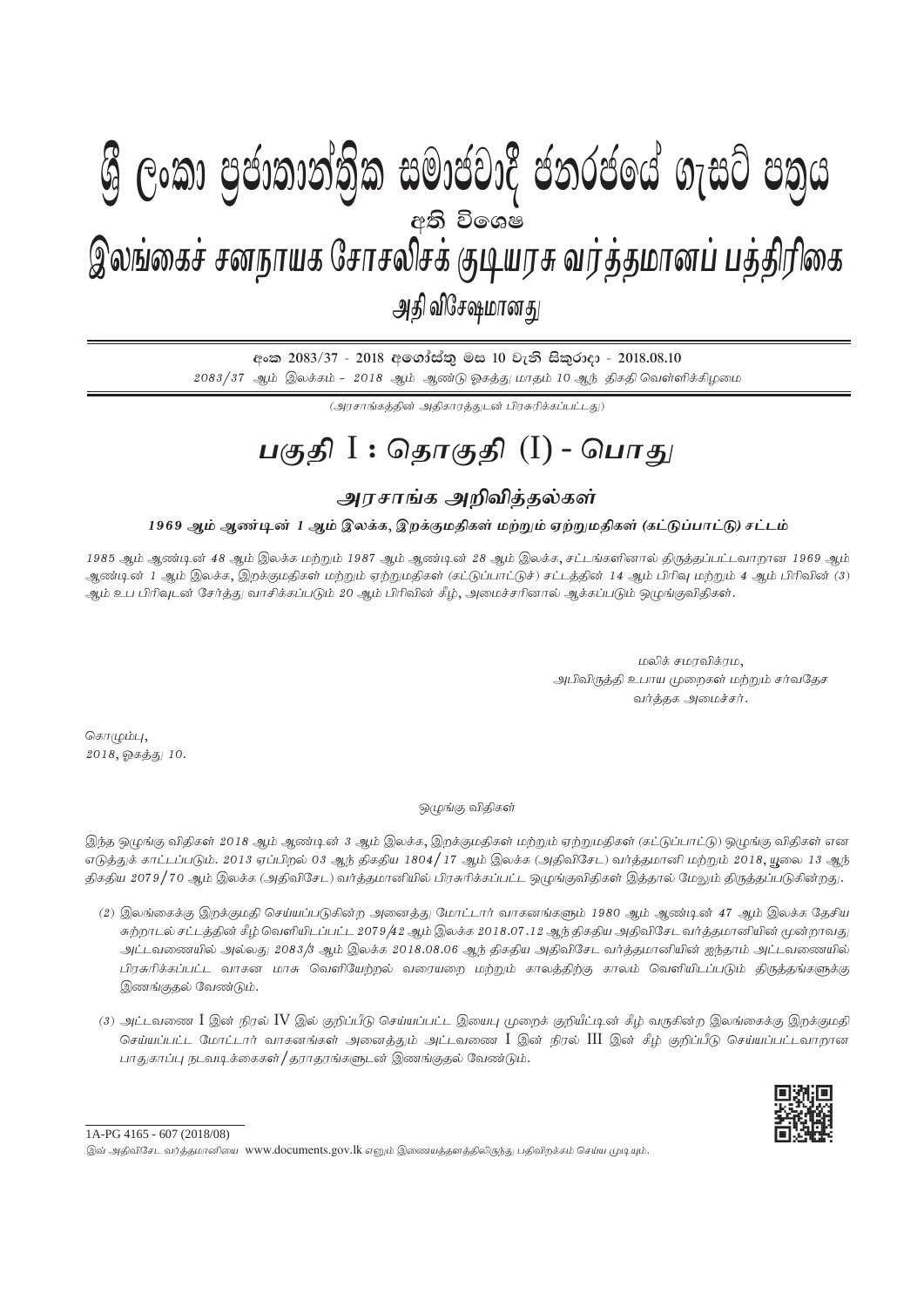# ශ්‍රී ලංකා ප්‍රජාතාන්ත්‍රික සමාජවාදී ජනරජයේ ගැසට් පත්‍රය

අති විශෙෂ

# இலங்கைச் சனநாயக சோசலிசக் குடியரசு வர்த்தமானப் பத்திரிகை

அதி விசேஷமானது

අංක 2083/37 - 2018 අගෝස්තු මස 10 වැනි සිකුරාදා - 2018.08.10

*2083/37 ஆம் இலக்கம் - 2018 ஆம் ஆண்டு ஓகத்து மாதம் 10 ஆந் திகதி வெள்ளிக்கிழமை*

*(அரசாங்கத்தின் அதிகாரத்துடன் பிரசுரிக்கப்பட்டது)*

## *பகுதி I : தொகுதி (I) - பொது*

### *அரசாங்க அறிவித்தல்கள்*

***1969 ஆம் ஆண்டின் 1 ஆம் இலக்க, இறக்குமதிகள் மற்றும் ஏற்றுமதிகள் (கட்டுப்பாட்டு) சட்டம்***

*1985 ஆம் ஆண்டின் 48 ஆம் இலக்க மற்றும் 1987 ஆம் ஆண்டின் 28 ஆம் இலக்க, சட்டங்களினால் திருத்தப்பட்டவாறான 1969 ஆம் ஆண்டின் 1 ஆம் இலக்க, இறக்குமதிகள் மற்றும் ஏற்றுமதிகள் (கட்டுப்பாட்டுச்) சட்டத்தின் 14 ஆம் பிரிவு மற்றும் 4 ஆம் பிரிவின் (3) ஆம் உப பிரிவுடன் சேர்த்து வாசிக்கப்படும் 20 ஆம் பிரிவின் கீழ், அமைச்சரினால் ஆக்கப்படும் ஒழுங்குவிதிகள்.*

*மலிக் சமரவிக்ரம,*
*அபிவிருத்தி உபாய முறைகள் மற்றும் சர்வதேச வர்த்தக அமைச்சர்.*

*கொழும்பு,*
*2018, ஓகத்து 10.*

*ஒழுங்கு விதிகள்*

*இந்த ஒழுங்கு விதிகள் 2018 ஆம் ஆண்டின் 3 ஆம் இலக்க, இறக்குமதிகள் மற்றும் ஏற்றுமதிகள் (கட்டுப்பாட்டு) ஒழுங்கு விதிகள் என எடுத்துக் காட்டப்படும். 2013 ஏப்பிறல் 03 ஆந் திகதிய 1804/17 ஆம் இலக்க (அதிவிசேட) வர்த்தமானி மற்றும் 2018, யூலை 13 ஆந் திகதிய 2079/70 ஆம் இலக்க (அதிவிசேட) வர்த்தமானியில் பிரசுரிக்கப்பட்ட ஒழுங்குவிதிகள் இத்தால் மேலும் திருத்தப்படுகின்றது.*

*(2) இலங்கைக்கு இறக்குமதி செய்யப்படுகின்ற அனைத்து மோட்டார் வாகனங்களும் 1980 ஆம் ஆண்டின் 47 ஆம் இலக்க தேசிய சுற்றாடல் சட்டத்தின் கீழ் வெளியிடப்பட்ட 2079/42 ஆம் இலக்க 2018.07.12 ஆந் திகதிய அதிவிசேட வர்த்தமானியின் மூன்றாவது அட்டவணையில் அல்லது 2083/3 ஆம் இலக்க 2018.08.06 ஆந் திகதிய அதிவிசேட வர்த்தமானியின் ஐந்தாம் அட்டவணையில் பிரசுரிக்கப்பட்ட வாகன மாசு வெளியேற்றல் வரையறை மற்றும் காலத்திற்கு காலம் வெளியிடப்படும் திருத்தங்களுக்கு இணங்குதல் வேண்டும்.*

*(3) அட்டவணை I இன் நிரல் IV இல் குறிப்பீடு செய்யப்பட்ட இயைபு முறைக் குறியீட்டின் கீழ் வருகின்ற இலங்கைக்கு இறக்குமதி செய்யப்பட்ட மோட்டார் வாகனங்கள் அனைத்தும் அட்டவணை I இன் நிரல் III இன் கீழ் குறிப்பீடு செய்யப்பட்டவாறான பாதுகாப்பு நடவடிக்கைகள்/தராதரங்களுடன் இணங்குதல் வேண்டும்.*

1A-PG 4165 - 607 (2018/08)

*இவ் அதிவிசேட வர்த்தமானியை www.documents.gov.lk எனும் இணையத்தளத்திலிருந்து பதிவிறக்கம் செய்ய முடியும்.*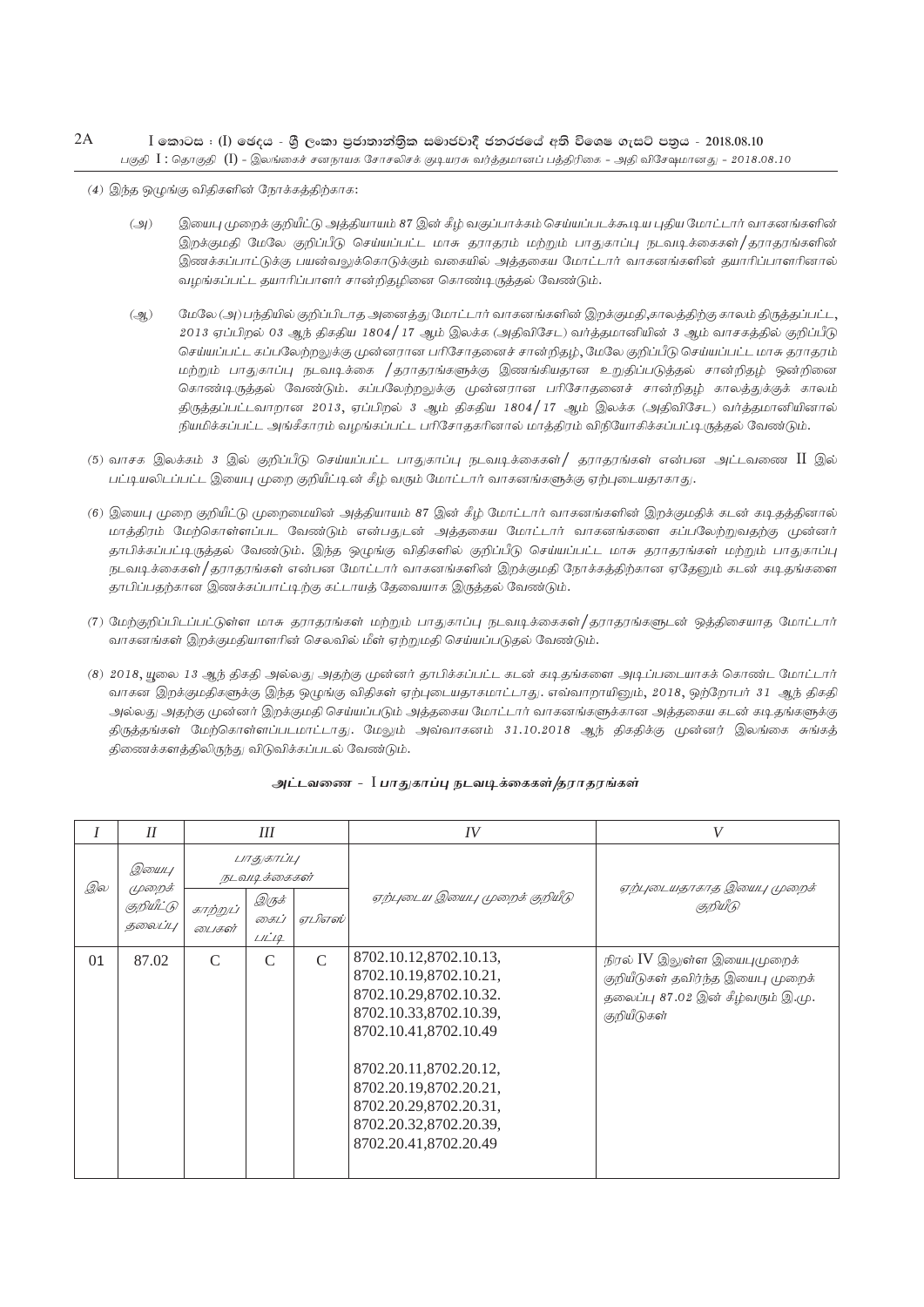(4) இந்த ஒழுங்கு விதிகளின் நோக்கத்திற்காக:

(அ) இயைபு முறைக் குறியீட்டு அத்தியாயம் 87 இன் கீழ் வகுப்பாக்கம் செய்யப்படக்கூடிய புதிய மோட்டார் வாகனங்களின் இறக்குமதி மேலே குறிப்பீடு செய்யப்பட்ட மாசு தராதரம் மற்றும் பாதுகாப்பு நடவடிக்கைகள்/தராதரங்களின் இணக்கப்பாட்டுக்கு பயன்வலுக்கொடுக்கும் வகையில் அத்தகைய மோட்டார் வாகனங்களின் தயாரிப்பாளரினால் வழங்கப்பட்ட தயாரிப்பாளர் சான்றிதழினை கொண்டிருத்தல் வேண்டும்.

(ஆ) மேலே (அ) பந்தியில் குறிப்பிடாத அனைத்து மோட்டார் வாகனங்களின் இறக்குமதி,காலத்திற்கு காலம் திருத்தப்பட்ட, 2013 ஏப்பிறல் 03 ஆந் திகதிய 1804/17 ஆம் இலக்க (அதிவிசேட) வர்த்தமானியின் 3 ஆம் வாசகத்தில் குறிப்பீடு செய்யப்பட்ட கப்பலேற்றலுக்கு முன்னரான பரிசோதனைச் சான்றிதழ், மேலே குறிப்பீடு செய்யப்பட்ட மாசு தராதரம் மற்றும் பாதுகாப்பு நடவடிக்கை /தராதரங்களுக்கு இணங்கியதான உறுதிப்படுத்தல் சான்றிதழ் ஒன்றினை கொண்டிருத்தல் வேண்டும். கப்பலேற்றலுக்கு முன்னரான பரிசோதனைச் சான்றிதழ் காலத்துக்குக் காலம் திருத்தப்பட்டவாறான 2013, ஏப்பிறல் 3 ஆம் திகதிய 1804/17 ஆம் இலக்க (அதிவிசேட) வர்த்தமானியினால் நியமிக்கப்பட்ட அங்கீகாரம் வழங்கப்பட்ட பரிசோதகரினால் மாத்திரம் விநியோகிக்கப்பட்டிருத்தல் வேண்டும்.

(5) வாசக இலக்கம் 3 இல் குறிப்பீடு செய்யப்பட்ட பாதுகாப்பு நடவடிக்கைகள்/ தராதரங்கள் என்பன அட்டவணை II இல் பட்டியலிடப்பட்ட இயைபு முறை குறியீட்டின் கீழ் வரும் மோட்டார் வாகனங்களுக்கு ஏற்புடையதாகாது.

(6) இயைபு முறை குறியீட்டு முறைமையின் அத்தியாயம் 87 இன் கீழ் மோட்டார் வாகனங்களின் இறக்குமதிக் கடன் கடிதத்தினால் மாத்திரம் மேற்கொள்ளப்பட வேண்டும் என்பதுடன் அத்தகைய மோட்டார் வாகனங்களை கப்பலேற்றுவதற்கு முன்னர் தாபிக்கப்பட்டிருத்தல் வேண்டும். இந்த ஒழுங்கு விதிகளில் குறிப்பீடு செய்யப்பட்ட மாசு தராதரங்கள் மற்றும் பாதுகாப்பு நடவடிக்கைகள்/தராதரங்கள் என்பன மோட்டார் வாகனங்களின் இறக்குமதி நோக்கத்திற்கான ஏதேனும் கடன் கடிதங்களை தாபிப்பதற்கான இணக்கப்பாட்டிற்கு கட்டாயத் தேவையாக இருத்தல் வேண்டும்.

(7) மேற்குறிப்பிடப்பட்டுள்ள மாசு தராதரங்கள் மற்றும் பாதுகாப்பு நடவடிக்கைகள்/தராதரங்களுடன் ஒத்திசையாத மோட்டார் வாகனங்கள் இறக்குமதியாளரின் செலவில் மீள் ஏற்றுமதி செய்யப்படுதல் வேண்டும்.

(8) 2018, யூலை 13 ஆந் திகதி அல்லது அதற்கு முன்னர் தாபிக்கப்பட்ட கடன் கடிதங்களை அடிப்படையாகக் கொண்ட மோட்டார் வாகன இறக்குமதிகளுக்கு இந்த ஒழுங்கு விதிகள் ஏற்புடையதாகமாட்டாது. எவ்வாறாயினும், 2018, ஒற்றோபர் 31 ஆந் திகதி அல்லது அதற்கு முன்னர் இறக்குமதி செய்யப்படும் அத்தகைய மோட்டார் வாகனங்களுக்கான அத்தகைய கடன் கடிதங்களுக்கு திருத்தங்கள் மேற்கொள்ளப்படமாட்டாது. மேலும் அவ்வாகனம் 31.10.2018 ஆந் திகதிக்கு முன்னர் இலங்கை சுங்கத் திணைக்களத்திலிருந்து விடுவிக்கப்படல் வேண்டும்.

## அட்டவணை - I பாதுகாப்பு நடவடிக்கைகள்/தராதரங்கள்

| I | II | III | | | IV | V |
|---|---|---|---|---|---|---|
| இல | இயைபு முறைக் குறியீட்டு தலைப்பு | பாதுகாப்பு நடவடிக்கைகள் | | | ஏற்புடைய இயைபு முறைக் குறியீடு | ஏற்புடையதாகாத இயைபு முறைக் குறியீடு |
| | | காற்றுப் பைகள் | இருக் கைப் பட்டி | ஏபிஎஸ் | | |
| 01 | 87.02 | C | C | C | 8702.10.12,8702.10.13, 8702.10.19,8702.10.21, 8702.10.29,8702.10.32. 8702.10.33,8702.10.39, 8702.10.41,8702.10.49<br><br>8702.20.11,8702.20.12, 8702.20.19,8702.20.21, 8702.20.29,8702.20.31, 8702.20.32,8702.20.39, 8702.20.41,8702.20.49 | நிரல் IV இலுள்ள இயைபுமுறைக் குறியீடுகள் தவிர்ந்த இயைபு முறைக் தலைப்பு 87.02 இன் கீழ்வரும் இ.மு. குறியீடுகள் |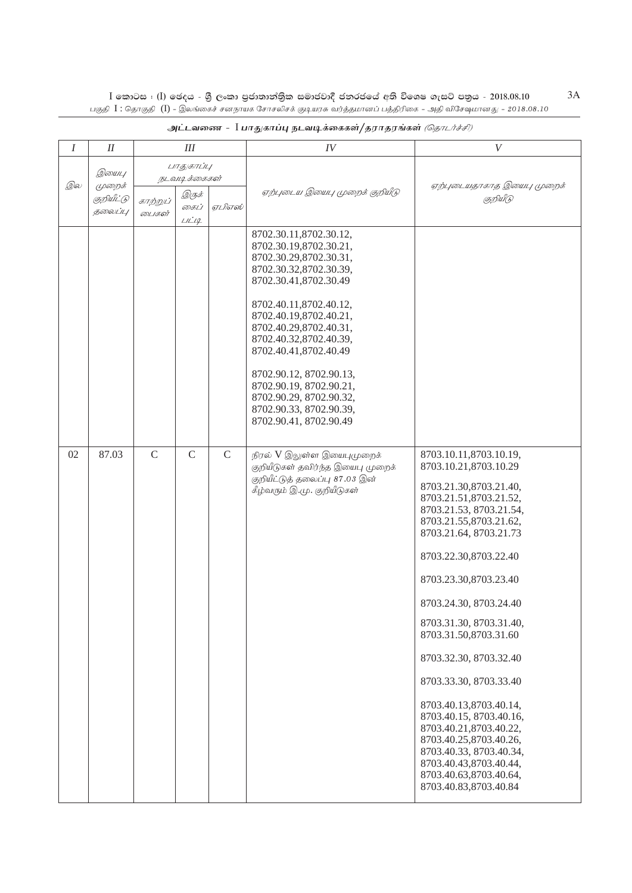அட்டவணை - I பாதுகாப்பு நடவடிக்கைகள்/தராதரங்கள் (தொடர்ச்சி)

| I | II | III | | | IV | V |
|---|---|---|---|---|---|---|
| இல | இயைபு முறைக் குறியீட்டு தலைப்பு | பாதுகாப்பு நடவடிக்கைகள் | | | ஏற்புடைய இயைபு முறைக் குறியீடு | ஏற்புடையதாகாத இயைபு முறைக் குறியீடு |
| | | காற்றுப் பைகள் | இருக் கைப் பட்டி | ஏபிஎஸ் | | |
| | | | | | 8702.30.11,8702.30.12, 8702.30.19,8702.30.21, 8702.30.29,8702.30.31, 8702.30.32,8702.30.39, 8702.30.41,8702.30.49<br><br>8702.40.11,8702.40.12, 8702.40.19,8702.40.21, 8702.40.29,8702.40.31, 8702.40.32,8702.40.39, 8702.40.41,8702.40.49<br><br>8702.90.12, 8702.90.13, 8702.90.19, 8702.90.21, 8702.90.29, 8702.90.32, 8702.90.33, 8702.90.39, 8702.90.41, 8702.90.49 | |
| 02 | 87.03 | C | C | C | நிரல் V இலுள்ள இயைபுமுறைக் குறியீடுகள் தவிர்ந்த இயைபு முறைக் குறியீட்டுத் தலைப்பு 87.03 இன் கீழ்வரும் இ.மு. குறியீடுகள் | 8703.10.11,8703.10.19, 8703.10.21,8703.10.29<br><br>8703.21.30,8703.21.40, 8703.21.51,8703.21.52, 8703.21.53, 8703.21.54, 8703.21.55,8703.21.62, 8703.21.64, 8703.21.73<br><br>8703.22.30,8703.22.40<br><br>8703.23.30,8703.23.40<br><br>8703.24.30, 8703.24.40<br><br>8703.31.30, 8703.31.40, 8703.31.50,8703.31.60<br><br>8703.32.30, 8703.32.40<br><br>8703.33.30, 8703.33.40<br><br>8703.40.13,8703.40.14, 8703.40.15, 8703.40.16, 8703.40.21,8703.40.22, 8703.40.25,8703.40.26, 8703.40.33, 8703.40.34, 8703.40.43,8703.40.44, 8703.40.63,8703.40.64, 8703.40.83,8703.40.84 |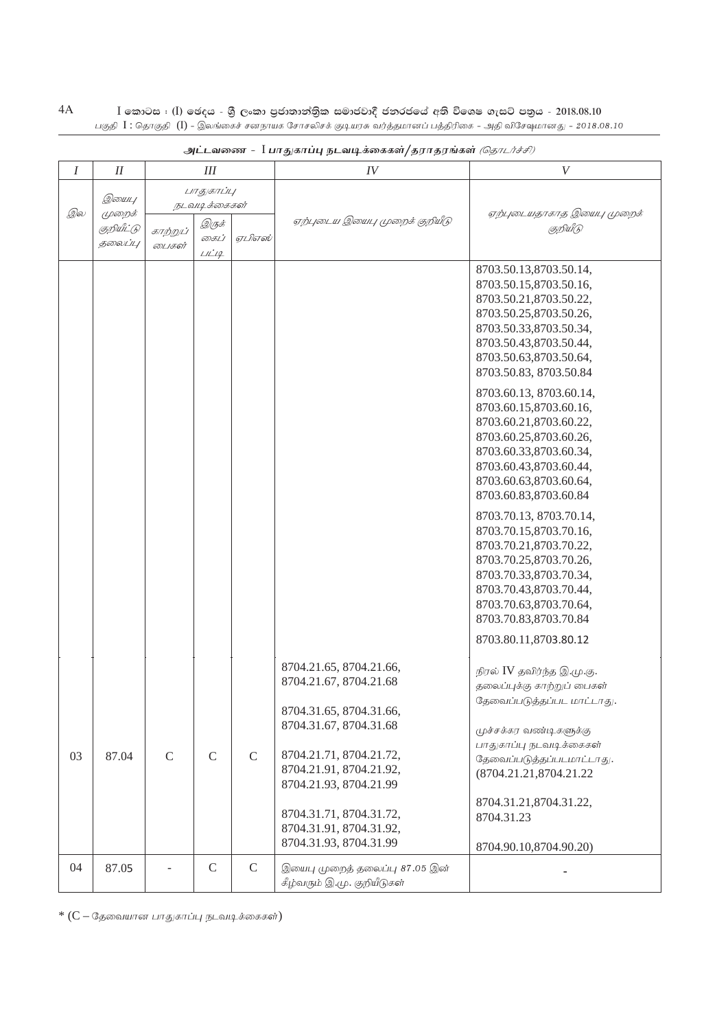அட்டவணை - I பாதுகாப்பு நடவடிக்கைகள்/தராதரங்கள் *(தொடர்ச்சி)*

| *I* | *II* | *III* | | | *IV* | *V* |
|---|---|---|---|---|---|---|
| இல | இயைபு முறைக் குறியீட்டு தலைப்பு | பாதுகாப்பு நடவடிக்கைகள் | | | ஏற்புடைய இயைபு முறைக் குறியீடு | ஏற்புடையதாகாத இயைபு முறைக் குறியீடு |
| | | காற்றுப் பைகள் | இருக் கைப் பட்டி | ஏபிஎஸ் | | |
| | | | | | | 8703.50.13,8703.50.14, 8703.50.15,8703.50.16, 8703.50.21,8703.50.22, 8703.50.25,8703.50.26, 8703.50.33,8703.50.34, 8703.50.43,8703.50.44, 8703.50.63,8703.50.64, 8703.50.83, 8703.50.84<br><br>8703.60.13, 8703.60.14, 8703.60.15,8703.60.16, 8703.60.21,8703.60.22, 8703.60.25,8703.60.26, 8703.60.33,8703.60.34, 8703.60.43,8703.60.44, 8703.60.63,8703.60.64, 8703.60.83,8703.60.84<br><br>8703.70.13, 8703.70.14, 8703.70.15,8703.70.16, 8703.70.21,8703.70.22, 8703.70.25,8703.70.26, 8703.70.33,8703.70.34, 8703.70.43,8703.70.44, 8703.70.63,8703.70.64, 8703.70.83,8703.70.84<br><br>8703.80.11,8703.80.12 |
| 03 | 87.04 | C | C | C | 8704.21.65, 8704.21.66, 8704.21.67, 8704.21.68<br><br>8704.31.65, 8704.31.66, 8704.31.67, 8704.31.68<br><br>8704.21.71, 8704.21.72, 8704.21.91, 8704.21.92, 8704.21.93, 8704.21.99<br><br>8704.31.71, 8704.31.72, 8704.31.91, 8704.31.92, 8704.31.93, 8704.31.99 | நிரல் IV தவிர்ந்த இ.மு.கு. தலைப்புக்கு காற்றுப் பைகள் தேவைப்படுத்தப்பட மாட்டாது.<br><br>முச்சக்கர வண்டிகளுக்கு பாதுகாப்பு நடவடிக்கைகள் தேவைப்படுத்தப்படமாட்டாது. (8704.21.21,8704.21.22<br><br>8704.31.21,8704.31.22, 8704.31.23<br><br>8704.90.10,8704.90.20) |
| 04 | 87.05 | - | C | C | இயைபு முறைத் தலைப்பு 87.05 இன் கீழ்வரும் இ.மு. குறியீடுகள் | - |

* (C – தேவையான பாதுகாப்பு நடவடிக்கைகள்)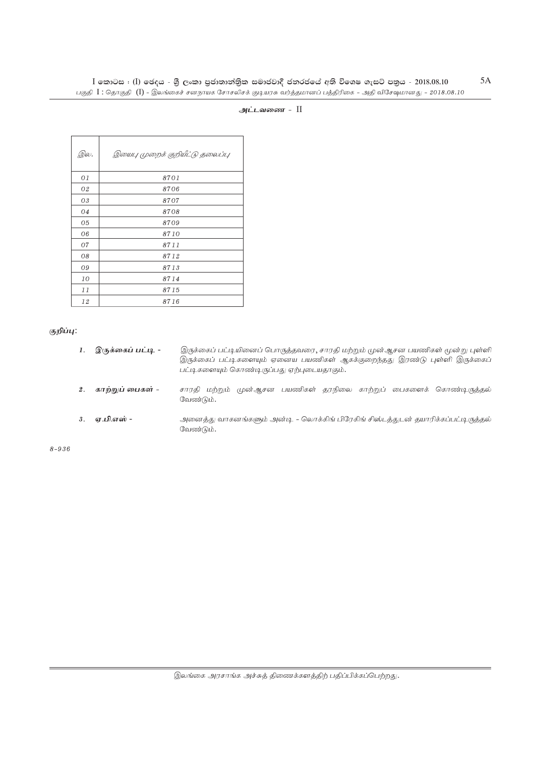## அட்டவணை - II

| இல. | இயைபு முறைக் குறியீட்டு தலைப்பு |
|---|---|
| 01 | 8701 |
| 02 | 8706 |
| 03 | 8707 |
| 04 | 8708 |
| 05 | 8709 |
| 06 | 8710 |
| 07 | 8711 |
| 08 | 8712 |
| 09 | 8713 |
| 10 | 8714 |
| 11 | 8715 |
| 12 | 8716 |

**குறிப்பு:**

1. **இருக்கைப் பட்டி -** இருக்கைப் பட்டியினைப் பொருத்தவரை, சாரதி மற்றும் முன்ஆசன பயணிகள் மூன்று புள்ளி இருக்கைப் பட்டிகளையும் ஏனைய பயணிகள் ஆகக்குறைந்தது இரண்டு புள்ளி இருக்கைப் பட்டிகளையும் கொண்டிருப்பது ஏற்புடையதாகும்.

2. **காற்றுப் பைகள் -** சாரதி மற்றும் முன்ஆசன பயணிகள் தரநிலை காற்றுப் பைகளைக் கொண்டிருத்தல் வேண்டும்.

3. **ஏ.பி.எஸ் -** அனைத்து வாகனங்களும் அன்டி - லொக்கிங் பிரேகிங் சிஸ்டத்துடன் தயாரிக்கப்பட்டிருத்தல் வேண்டும்.

8-936

இலங்கை அரசாங்க அச்சுத் திணைக்களத்திற் பதிப்பிக்கப்பெற்றது.